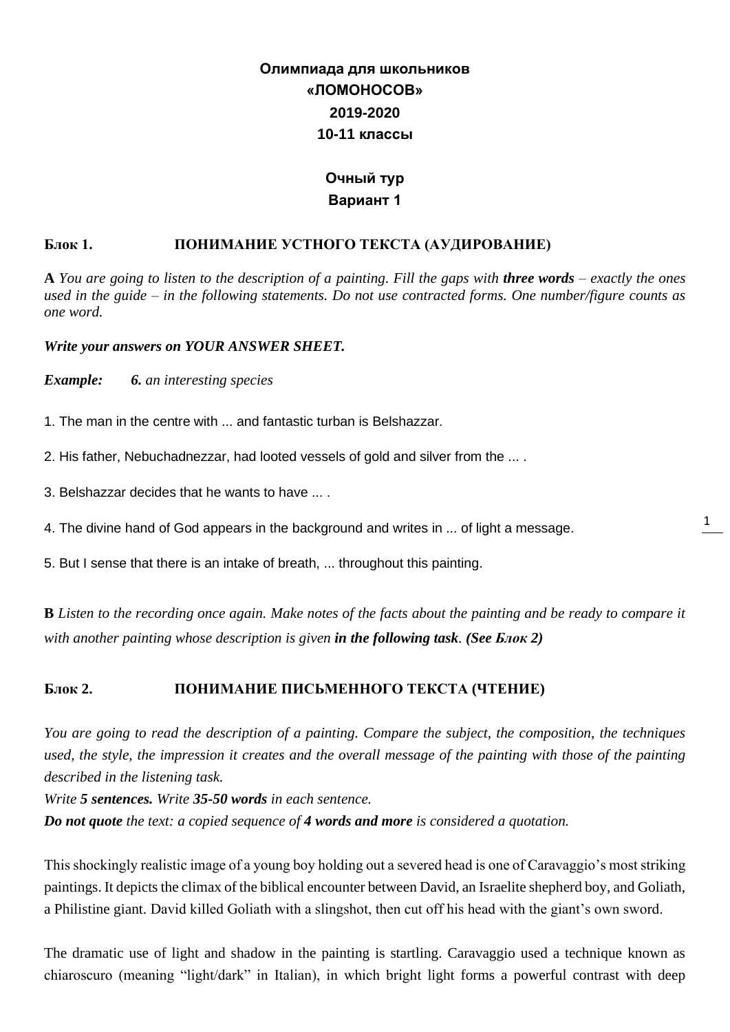# Олимпиада для школьников «ЛОМОНОСОВ» 2019-2020 10-11 классы

## Очный тур
## Вариант 1

### Блок 1. ПОНИМАНИЕ УСТНОГО ТЕКСТА (АУДИРОВАНИЕ)

**A** *You are going to listen to the description of a painting. Fill the gaps with* ***three words*** *– exactly the ones used in the guide – in the following statements. Do not use contracted forms. One number/figure counts as one word.*

***Write your answers on YOUR ANSWER SHEET.***

***Example:*** ***6.*** *an interesting species*

1. The man in the centre with ... and fantastic turban is Belshazzar.

2. His father, Nebuchadnezzar, had looted vessels of gold and silver from the ... .

3. Belshazzar decides that he wants to have ... .

4. The divine hand of God appears in the background and writes in ... of light a message.

5. But I sense that there is an intake of breath, ... throughout this painting.

**B** *Listen to the recording once again. Make notes of the facts about the painting and be ready to compare it with another painting whose description is given* ***in the following task****.* ***(See Блок 2)***

### Блок 2. ПОНИМАНИЕ ПИСЬМЕННОГО ТЕКСТА (ЧТЕНИЕ)

*You are going to read the description of a painting. Compare the subject, the composition, the techniques used, the style, the impression it creates and the overall message of the painting with those of the painting described in the listening task.*

*Write* ***5 sentences.*** *Write* ***35-50 words*** *in each sentence.*

***Do not quote*** *the text: a copied sequence of* ***4 words and more*** *is considered a quotation.*

This shockingly realistic image of a young boy holding out a severed head is one of Caravaggio's most striking paintings. It depicts the climax of the biblical encounter between David, an Israelite shepherd boy, and Goliath, a Philistine giant. David killed Goliath with a slingshot, then cut off his head with the giant's own sword.

The dramatic use of light and shadow in the painting is startling. Caravaggio used a technique known as chiaroscuro (meaning "light/dark" in Italian), in which bright light forms a powerful contrast with deep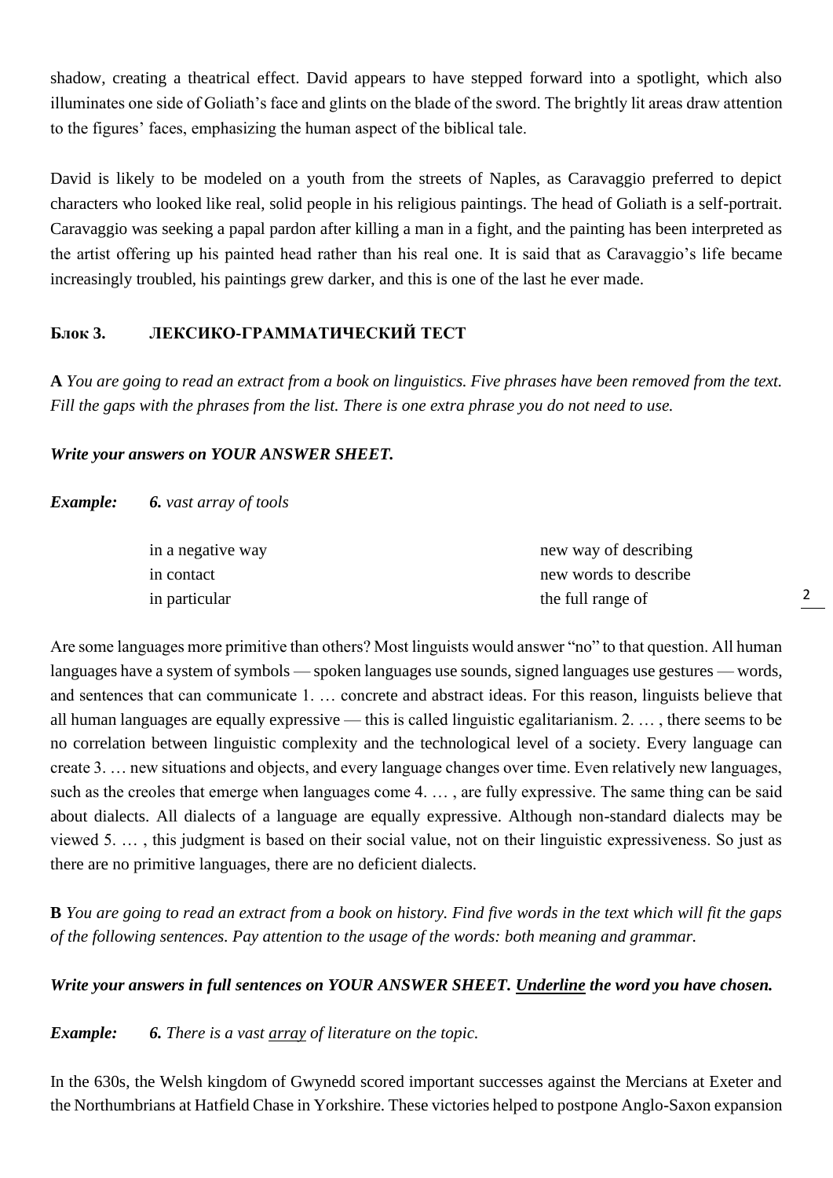shadow, creating a theatrical effect. David appears to have stepped forward into a spotlight, which also illuminates one side of Goliath's face and glints on the blade of the sword. The brightly lit areas draw attention to the figures' faces, emphasizing the human aspect of the biblical tale.

David is likely to be modeled on a youth from the streets of Naples, as Caravaggio preferred to depict characters who looked like real, solid people in his religious paintings. The head of Goliath is a self-portrait. Caravaggio was seeking a papal pardon after killing a man in a fight, and the painting has been interpreted as the artist offering up his painted head rather than his real one. It is said that as Caravaggio's life became increasingly troubled, his paintings grew darker, and this is one of the last he ever made.

### Блок 3. ЛЕКСИКО-ГРАММАТИЧЕСКИЙ ТЕСТ

**A** *You are going to read an extract from a book on linguistics. Five phrases have been removed from the text. Fill the gaps with the phrases from the list. There is one extra phrase you do not need to use.*

***Write your answers on YOUR ANSWER SHEET.***

***Example:*** ***6.*** *vast array of tools*

| | |
|---|---|
| in a negative way | new way of describing |
| in contact | new words to describe |
| in particular | the full range of |

Are some languages more primitive than others? Most linguists would answer "no" to that question. All human languages have a system of symbols — spoken languages use sounds, signed languages use gestures — words, and sentences that can communicate 1. … concrete and abstract ideas. For this reason, linguists believe that all human languages are equally expressive — this is called linguistic egalitarianism. 2. … , there seems to be no correlation between linguistic complexity and the technological level of a society. Every language can create 3. … new situations and objects, and every language changes over time. Even relatively new languages, such as the creoles that emerge when languages come 4. … , are fully expressive. The same thing can be said about dialects. All dialects of a language are equally expressive. Although non-standard dialects may be viewed 5. … , this judgment is based on their social value, not on their linguistic expressiveness. So just as there are no primitive languages, there are no deficient dialects.

**B** *You are going to read an extract from a book on history. Find five words in the text which will fit the gaps of the following sentences. Pay attention to the usage of the words: both meaning and grammar.*

***Write your answers in full sentences on YOUR ANSWER SHEET. <u>Underline</u> the word you have chosen.***

***Example:*** ***6.*** *There is a vast <u>array</u> of literature on the topic.*

In the 630s, the Welsh kingdom of Gwynedd scored important successes against the Mercians at Exeter and the Northumbrians at Hatfield Chase in Yorkshire. These victories helped to postpone Anglo-Saxon expansion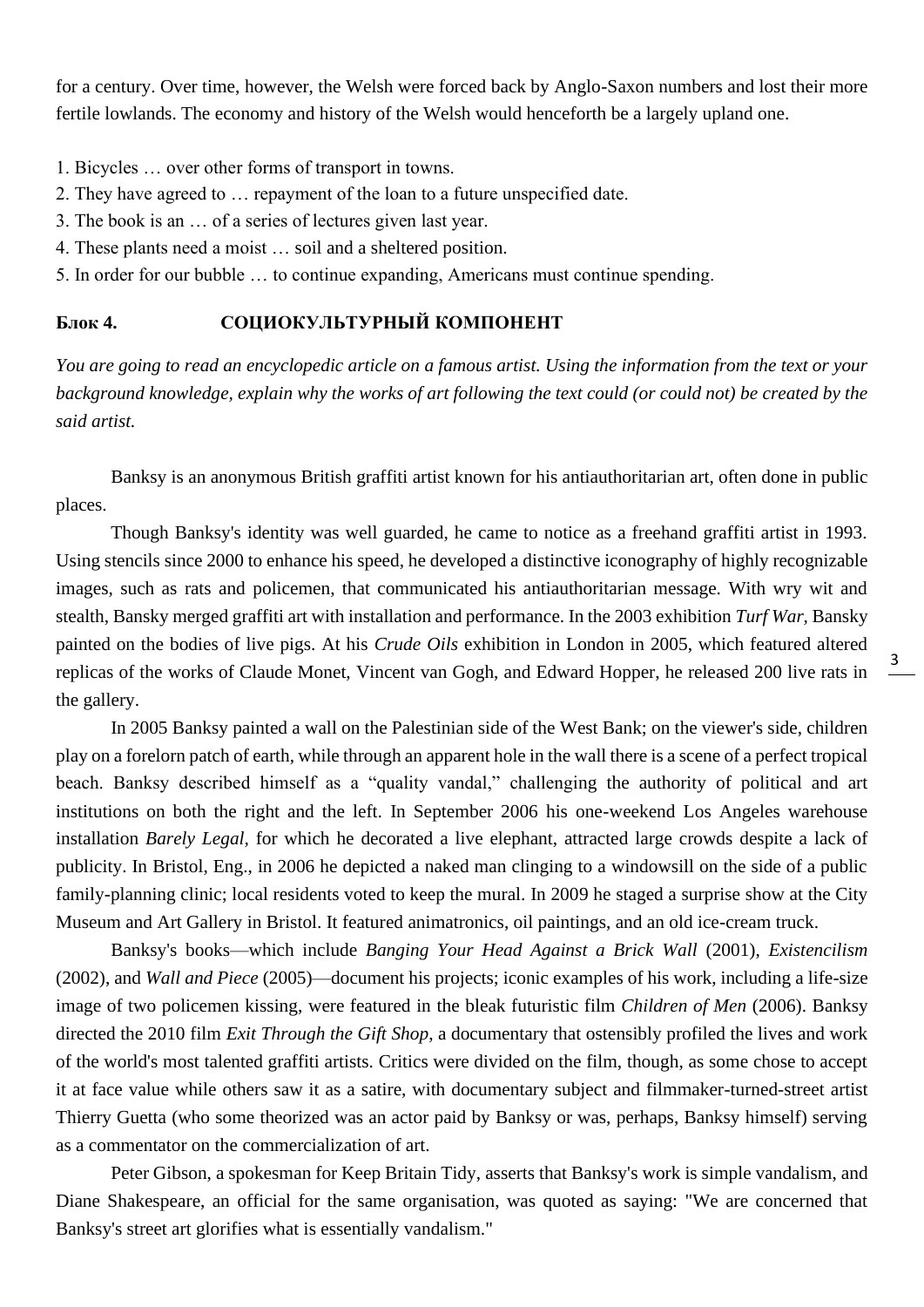for a century. Over time, however, the Welsh were forced back by Anglo-Saxon numbers and lost their more fertile lowlands. The economy and history of the Welsh would henceforth be a largely upland one.

1. Bicycles … over other forms of transport in towns.
2. They have agreed to … repayment of the loan to a future unspecified date.
3. The book is an … of a series of lectures given last year.
4. These plants need a moist … soil and a sheltered position.
5. In order for our bubble … to continue expanding, Americans must continue spending.

## Блок 4. СОЦИОКУЛЬТУРНЫЙ КОМПОНЕНТ

*You are going to read an encyclopedic article on a famous artist. Using the information from the text or your background knowledge, explain why the works of art following the text could (or could not) be created by the said artist.*

Banksy is an anonymous British graffiti artist known for his antiauthoritarian art, often done in public places.

Though Banksy's identity was well guarded, he came to notice as a freehand graffiti artist in 1993. Using stencils since 2000 to enhance his speed, he developed a distinctive iconography of highly recognizable images, such as rats and policemen, that communicated his antiauthoritarian message. With wry wit and stealth, Bansky merged graffiti art with installation and performance. In the 2003 exhibition *Turf War*, Bansky painted on the bodies of live pigs. At his *Crude Oils* exhibition in London in 2005, which featured altered replicas of the works of Claude Monet, Vincent van Gogh, and Edward Hopper, he released 200 live rats in the gallery.

In 2005 Banksy painted a wall on the Palestinian side of the West Bank; on the viewer's side, children play on a forelorn patch of earth, while through an apparent hole in the wall there is a scene of a perfect tropical beach. Banksy described himself as a "quality vandal," challenging the authority of political and art institutions on both the right and the left. In September 2006 his one-weekend Los Angeles warehouse installation *Barely Legal*, for which he decorated a live elephant, attracted large crowds despite a lack of publicity. In Bristol, Eng., in 2006 he depicted a naked man clinging to a windowsill on the side of a public family-planning clinic; local residents voted to keep the mural. In 2009 he staged a surprise show at the City Museum and Art Gallery in Bristol. It featured animatronics, oil paintings, and an old ice-cream truck.

Banksy's books—which include *Banging Your Head Against a Brick Wall* (2001), *Existencilism* (2002), and *Wall and Piece* (2005)—document his projects; iconic examples of his work, including a life-size image of two policemen kissing, were featured in the bleak futuristic film *Children of Men* (2006). Banksy directed the 2010 film *Exit Through the Gift Shop*, a documentary that ostensibly profiled the lives and work of the world's most talented graffiti artists. Critics were divided on the film, though, as some chose to accept it at face value while others saw it as a satire, with documentary subject and filmmaker-turned-street artist Thierry Guetta (who some theorized was an actor paid by Banksy or was, perhaps, Banksy himself) serving as a commentator on the commercialization of art.

Peter Gibson, a spokesman for Keep Britain Tidy, asserts that Banksy's work is simple vandalism, and Diane Shakespeare, an official for the same organisation, was quoted as saying: "We are concerned that Banksy's street art glorifies what is essentially vandalism."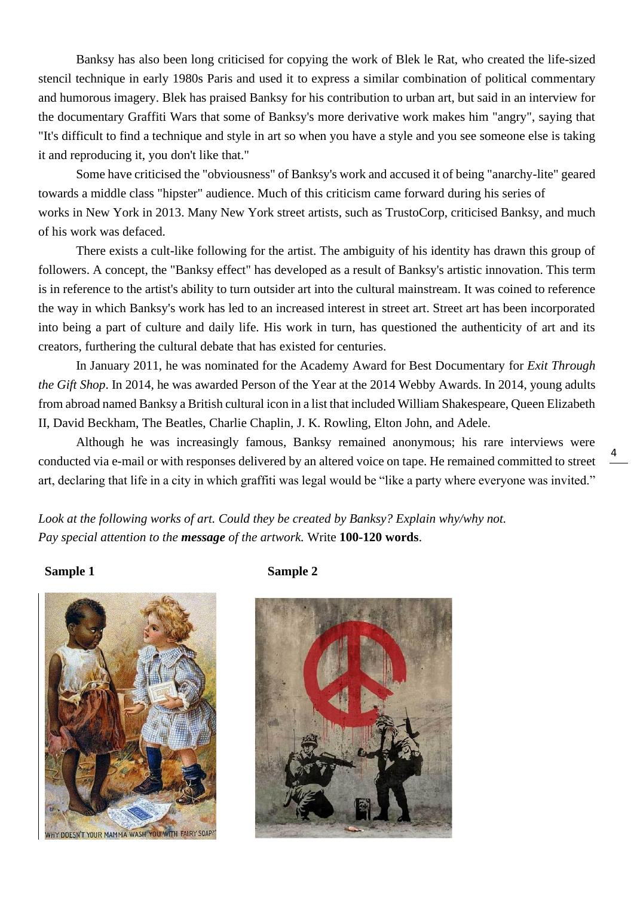Banksy has also been long criticised for copying the work of Blek le Rat, who created the life-sized stencil technique in early 1980s Paris and used it to express a similar combination of political commentary and humorous imagery. Blek has praised Banksy for his contribution to urban art, but said in an interview for the documentary Graffiti Wars that some of Banksy's more derivative work makes him "angry", saying that "It's difficult to find a technique and style in art so when you have a style and you see someone else is taking it and reproducing it, you don't like that."

Some have criticised the "obviousness" of Banksy's work and accused it of being "anarchy-lite" geared towards a middle class "hipster" audience. Much of this criticism came forward during his series of works in New York in 2013. Many New York street artists, such as TrustoCorp, criticised Banksy, and much of his work was defaced.

There exists a cult-like following for the artist. The ambiguity of his identity has drawn this group of followers. A concept, the "Banksy effect" has developed as a result of Banksy's artistic innovation. This term is in reference to the artist's ability to turn outsider art into the cultural mainstream. It was coined to reference the way in which Banksy's work has led to an increased interest in street art. Street art has been incorporated into being a part of culture and daily life. His work in turn, has questioned the authenticity of art and its creators, furthering the cultural debate that has existed for centuries.

In January 2011, he was nominated for the Academy Award for Best Documentary for *Exit Through the Gift Shop*. In 2014, he was awarded Person of the Year at the 2014 Webby Awards. In 2014, young adults from abroad named Banksy a British cultural icon in a list that included William Shakespeare, Queen Elizabeth II, David Beckham, The Beatles, Charlie Chaplin, J. K. Rowling, Elton John, and Adele.

Although he was increasingly famous, Banksy remained anonymous; his rare interviews were conducted via e-mail or with responses delivered by an altered voice on tape. He remained committed to street art, declaring that life in a city in which graffiti was legal would be "like a party where everyone was invited."

*Look at the following works of art. Could they be created by Banksy? Explain why/why not. Pay special attention to the* ***message*** *of the artwork.* Write **100-120 words**.

**Sample 1**

WHY DOESN'T YOUR MAMMA WASH YOU WITH FAIRY SOAP?

**Sample 2**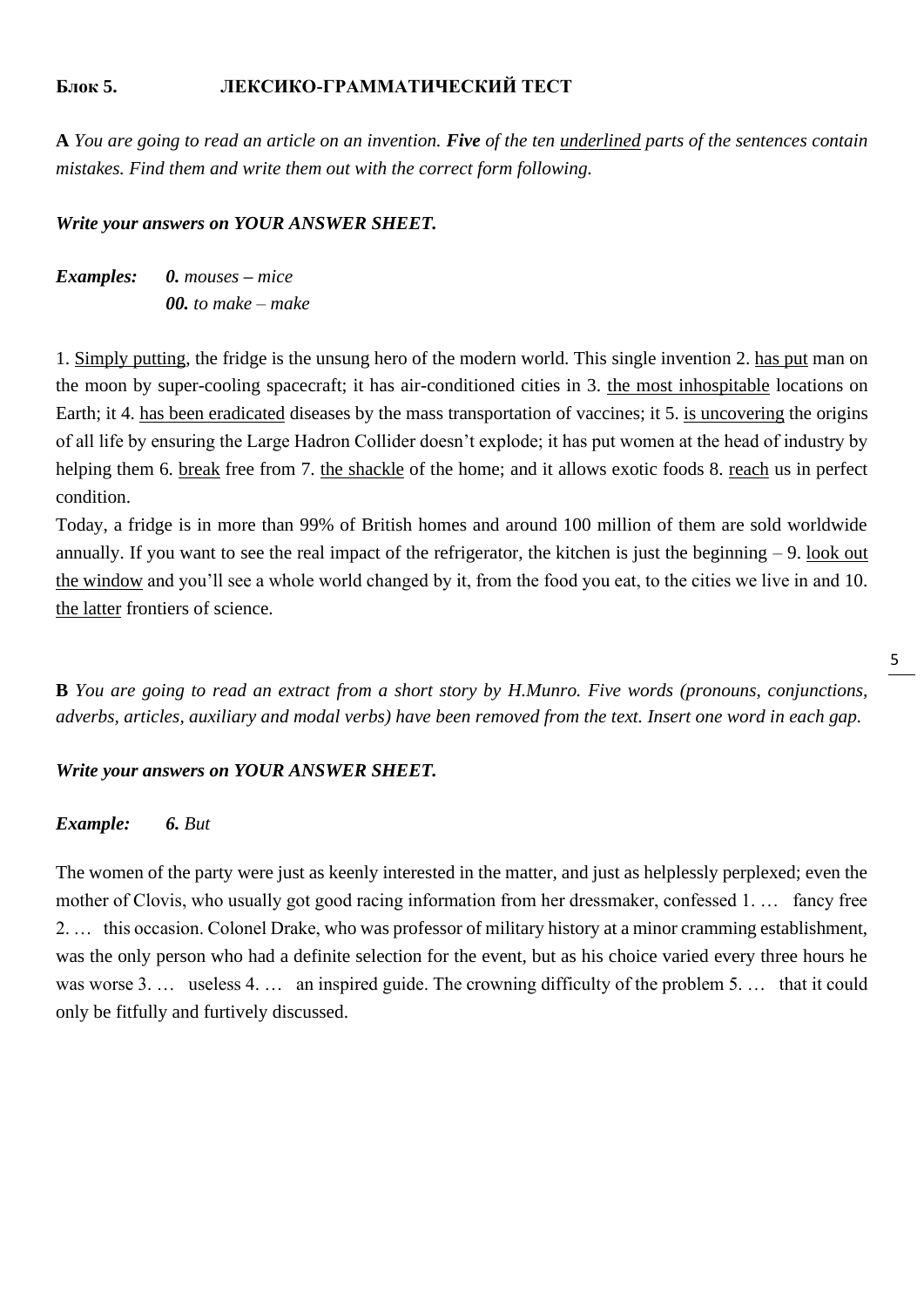**Блок 5. ЛЕКСИКО-ГРАММАТИЧЕСКИЙ ТЕСТ**

**A** *You are going to read an article on an invention.* ***Five*** *of the ten* <u>*underlined*</u> *parts of the sentences contain mistakes. Find them and write them out with the correct form following.*

***Write your answers on YOUR ANSWER SHEET.***

***Examples:*** ***0.*** *mouses – mice*
***00.*** *to make – make*

1. <u>Simply putting</u>, the fridge is the unsung hero of the modern world. This single invention 2. <u>has put</u> man on the moon by super-cooling spacecraft; it has air-conditioned cities in 3. <u>the most inhospitable</u> locations on Earth; it 4. <u>has been eradicated</u> diseases by the mass transportation of vaccines; it 5. <u>is uncovering</u> the origins of all life by ensuring the Large Hadron Collider doesn't explode; it has put women at the head of industry by helping them 6. <u>break</u> free from 7. <u>the shackle</u> of the home; and it allows exotic foods 8. <u>reach</u> us in perfect condition.

Today, a fridge is in more than 99% of British homes and around 100 million of them are sold worldwide annually. If you want to see the real impact of the refrigerator, the kitchen is just the beginning – 9. <u>look out the window</u> and you'll see a whole world changed by it, from the food you eat, to the cities we live in and 10. <u>the latter</u> frontiers of science.

**B** *You are going to read an extract from a short story by H.Munro. Five words (pronouns, conjunctions, adverbs, articles, auxiliary and modal verbs) have been removed from the text. Insert one word in each gap.*

***Write your answers on YOUR ANSWER SHEET.***

***Example:*** ***6.*** *But*

The women of the party were just as keenly interested in the matter, and just as helplessly perplexed; even the mother of Clovis, who usually got good racing information from her dressmaker, confessed 1. … fancy free 2. … this occasion. Colonel Drake, who was professor of military history at a minor cramming establishment, was the only person who had a definite selection for the event, but as his choice varied every three hours he was worse 3. … useless 4. … an inspired guide. The crowning difficulty of the problem 5. … that it could only be fitfully and furtively discussed.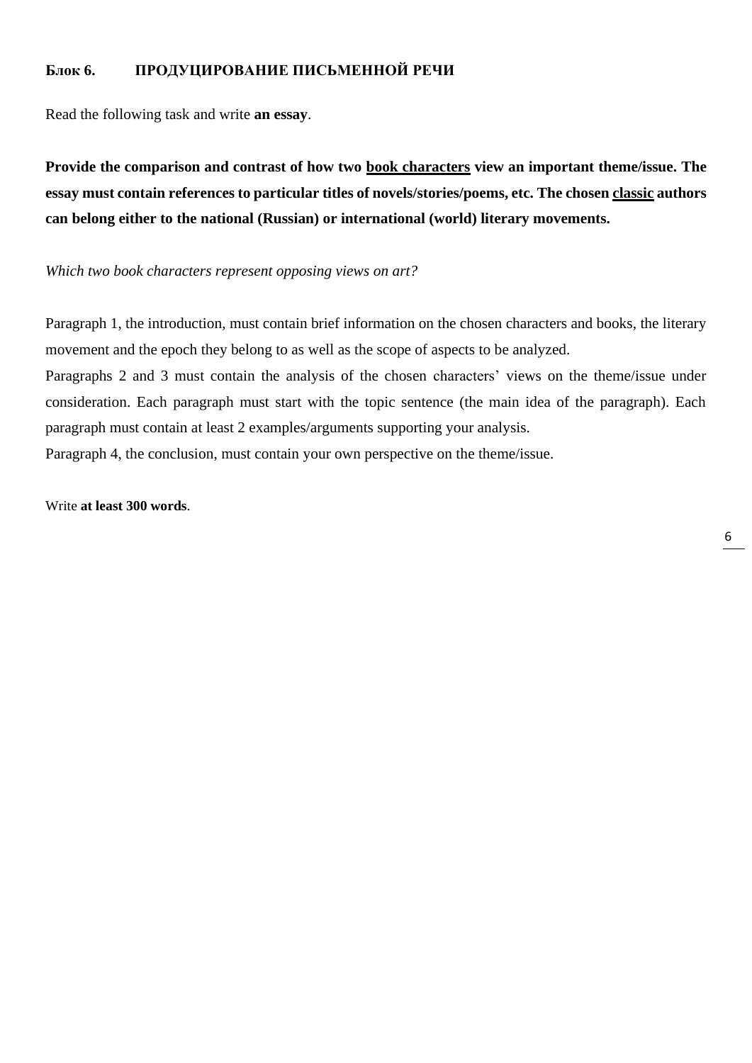## Блок 6. ПРОДУЦИРОВАНИЕ ПИСЬМЕННОЙ РЕЧИ

Read the following task and write **an essay**.

**Provide the comparison and contrast of how two <u>book characters</u> view an important theme/issue. The essay must contain references to particular titles of novels/stories/poems, etc. The chosen <u>classic</u> authors can belong either to the national (Russian) or international (world) literary movements.**

*Which two book characters represent opposing views on art?*

Paragraph 1, the introduction, must contain brief information on the chosen characters and books, the literary movement and the epoch they belong to as well as the scope of aspects to be analyzed.

Paragraphs 2 and 3 must contain the analysis of the chosen characters' views on the theme/issue under consideration. Each paragraph must start with the topic sentence (the main idea of the paragraph). Each paragraph must contain at least 2 examples/arguments supporting your analysis.

Paragraph 4, the conclusion, must contain your own perspective on the theme/issue.

Write **at least 300 words**.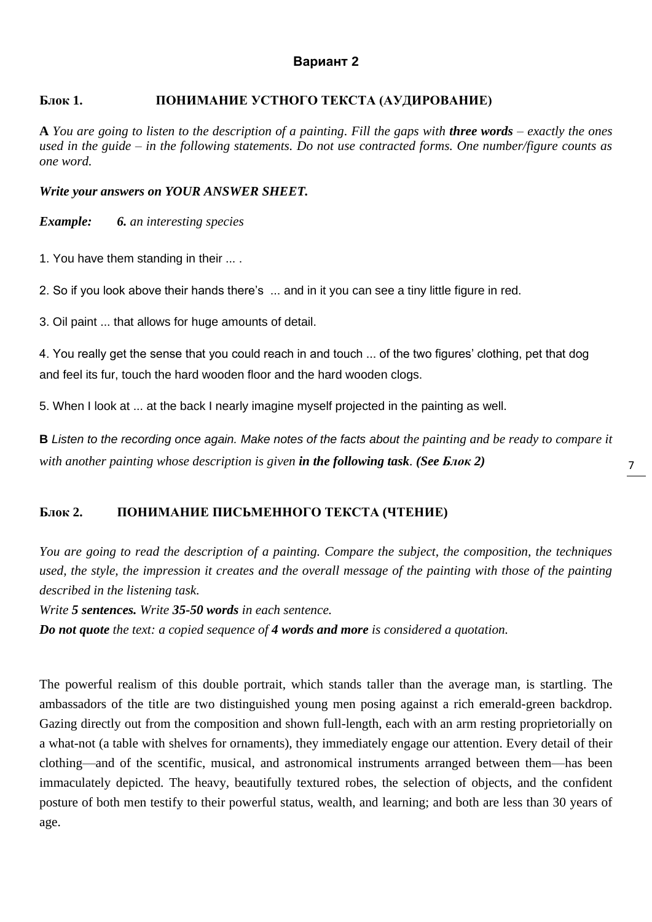### Вариант 2

**Блок 1. ПОНИМАНИЕ УСТНОГО ТЕКСТА (АУДИРОВАНИЕ)**

**A** *You are going to listen to the description of a painting. Fill the gaps with **three words** – exactly the ones used in the guide – in the following statements. Do not use contracted forms. One number/figure counts as one word.*

***Write your answers on YOUR ANSWER SHEET.***

***Example:*** ***6.*** *an interesting species*

1. You have them standing in their ... .

2. So if you look above their hands there's ... and in it you can see a tiny little figure in red.

3. Oil paint ... that allows for huge amounts of detail.

4. You really get the sense that you could reach in and touch ... of the two figures' clothing, pet that dog and feel its fur, touch the hard wooden floor and the hard wooden clogs.

5. When I look at ... at the back I nearly imagine myself projected in the painting as well.

**B** *Listen to the recording once again. Make notes of the facts about the painting and be ready to compare it with another painting whose description is given **in the following task**. **(See Блок 2)***

**Блок 2. ПОНИМАНИЕ ПИСЬМЕННОГО ТЕКСТА (ЧТЕНИЕ)**

*You are going to read the description of a painting. Compare the subject, the composition, the techniques used, the style, the impression it creates and the overall message of the painting with those of the painting described in the listening task.*

*Write **5 sentences.** Write **35-50 words** in each sentence.*

***Do not quote** the text: a copied sequence of **4 words and more** is considered a quotation.*

The powerful realism of this double portrait, which stands taller than the average man, is startling. The ambassadors of the title are two distinguished young men posing against a rich emerald-green backdrop. Gazing directly out from the composition and shown full-length, each with an arm resting proprietorially on a what-not (a table with shelves for ornaments), they immediately engage our attention. Every detail of their clothing—and of the scientific, musical, and astronomical instruments arranged between them—has been immaculately depicted. The heavy, beautifully textured robes, the selection of objects, and the confident posture of both men testify to their powerful status, wealth, and learning; and both are less than 30 years of age.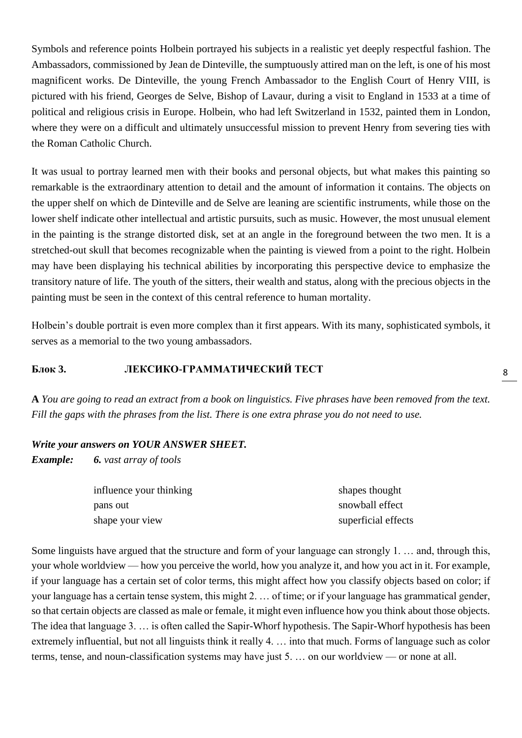Symbols and reference points Holbein portrayed his subjects in a realistic yet deeply respectful fashion. The Ambassadors, commissioned by Jean de Dinteville, the sumptuously attired man on the left, is one of his most magnificent works. De Dinteville, the young French Ambassador to the English Court of Henry VIII, is pictured with his friend, Georges de Selve, Bishop of Lavaur, during a visit to England in 1533 at a time of political and religious crisis in Europe. Holbein, who had left Switzerland in 1532, painted them in London, where they were on a difficult and ultimately unsuccessful mission to prevent Henry from severing ties with the Roman Catholic Church.

It was usual to portray learned men with their books and personal objects, but what makes this painting so remarkable is the extraordinary attention to detail and the amount of information it contains. The objects on the upper shelf on which de Dinteville and de Selve are leaning are scientific instruments, while those on the lower shelf indicate other intellectual and artistic pursuits, such as music. However, the most unusual element in the painting is the strange distorted disk, set at an angle in the foreground between the two men. It is a stretched-out skull that becomes recognizable when the painting is viewed from a point to the right. Holbein may have been displaying his technical abilities by incorporating this perspective device to emphasize the transitory nature of life. The youth of the sitters, their wealth and status, along with the precious objects in the painting must be seen in the context of this central reference to human mortality.

Holbein's double portrait is even more complex than it first appears. With its many, sophisticated symbols, it serves as a memorial to the two young ambassadors.

## Блок 3. ЛЕКСИКО-ГРАММАТИЧЕСКИЙ ТЕСТ

**A** *You are going to read an extract from a book on linguistics. Five phrases have been removed from the text. Fill the gaps with the phrases from the list. There is one extra phrase you do not need to use.*

***Write your answers on YOUR ANSWER SHEET.***

***Example:*** ***6.*** *vast array of tools*

influence your thinking
pans out
shape your view
shapes thought
snowball effect
superficial effects

Some linguists have argued that the structure and form of your language can strongly 1. … and, through this, your whole worldview — how you perceive the world, how you analyze it, and how you act in it. For example, if your language has a certain set of color terms, this might affect how you classify objects based on color; if your language has a certain tense system, this might 2. … of time; or if your language has grammatical gender, so that certain objects are classed as male or female, it might even influence how you think about those objects. The idea that language 3. … is often called the Sapir-Whorf hypothesis. The Sapir-Whorf hypothesis has been extremely influential, but not all linguists think it really 4. … into that much. Forms of language such as color terms, tense, and noun-classification systems may have just 5. … on our worldview — or none at all.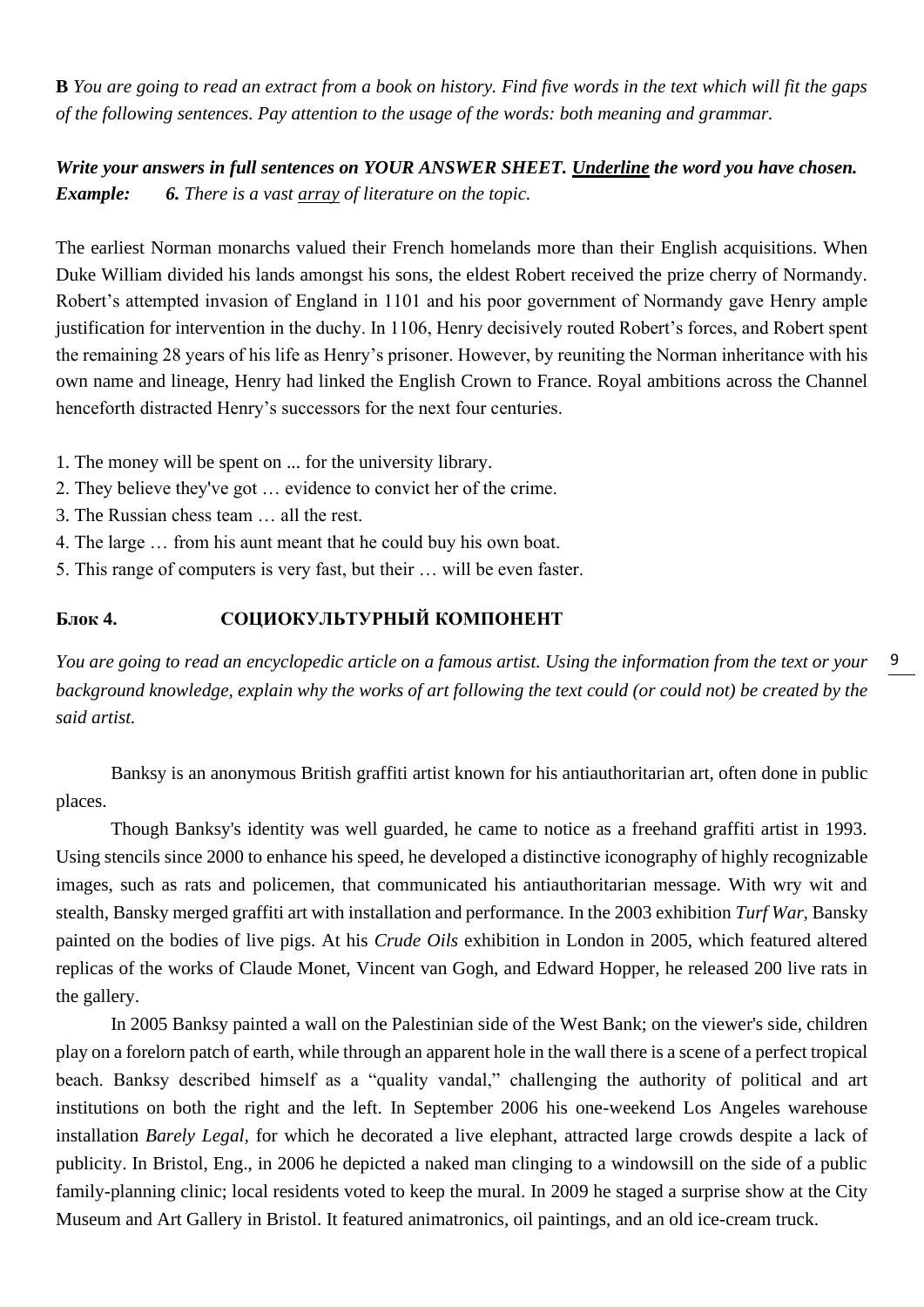**B** *You are going to read an extract from a book on history. Find five words in the text which will fit the gaps of the following sentences. Pay attention to the usage of the words: both meaning and grammar.*

***Write your answers in full sentences on YOUR ANSWER SHEET. <u>Underline</u> the word you have chosen.***
***Example:*** ***6.*** *There is a vast <u>array</u> of literature on the topic.*

The earliest Norman monarchs valued their French homelands more than their English acquisitions. When Duke William divided his lands amongst his sons, the eldest Robert received the prize cherry of Normandy. Robert's attempted invasion of England in 1101 and his poor government of Normandy gave Henry ample justification for intervention in the duchy. In 1106, Henry decisively routed Robert's forces, and Robert spent the remaining 28 years of his life as Henry's prisoner. However, by reuniting the Norman inheritance with his own name and lineage, Henry had linked the English Crown to France. Royal ambitions across the Channel henceforth distracted Henry's successors for the next four centuries.

1. The money will be spent on ... for the university library.
2. They believe they've got … evidence to convict her of the crime.
3. The Russian chess team … all the rest.
4. The large … from his aunt meant that he could buy his own boat.
5. This range of computers is very fast, but their … will be even faster.

## Блок 4. СОЦИОКУЛЬТУРНЫЙ КОМПОНЕНТ

*You are going to read an encyclopedic article on a famous artist. Using the information from the text or your background knowledge, explain why the works of art following the text could (or could not) be created by the said artist.*

Banksy is an anonymous British graffiti artist known for his antiauthoritarian art, often done in public places.

Though Banksy's identity was well guarded, he came to notice as a freehand graffiti artist in 1993. Using stencils since 2000 to enhance his speed, he developed a distinctive iconography of highly recognizable images, such as rats and policemen, that communicated his antiauthoritarian message. With wry wit and stealth, Bansky merged graffiti art with installation and performance. In the 2003 exhibition *Turf War*, Bansky painted on the bodies of live pigs. At his *Crude Oils* exhibition in London in 2005, which featured altered replicas of the works of Claude Monet, Vincent van Gogh, and Edward Hopper, he released 200 live rats in the gallery.

In 2005 Banksy painted a wall on the Palestinian side of the West Bank; on the viewer's side, children play on a forelorn patch of earth, while through an apparent hole in the wall there is a scene of a perfect tropical beach. Banksy described himself as a "quality vandal," challenging the authority of political and art institutions on both the right and the left. In September 2006 his one-weekend Los Angeles warehouse installation *Barely Legal*, for which he decorated a live elephant, attracted large crowds despite a lack of publicity. In Bristol, Eng., in 2006 he depicted a naked man clinging to a windowsill on the side of a public family-planning clinic; local residents voted to keep the mural. In 2009 he staged a surprise show at the City Museum and Art Gallery in Bristol. It featured animatronics, oil paintings, and an old ice-cream truck.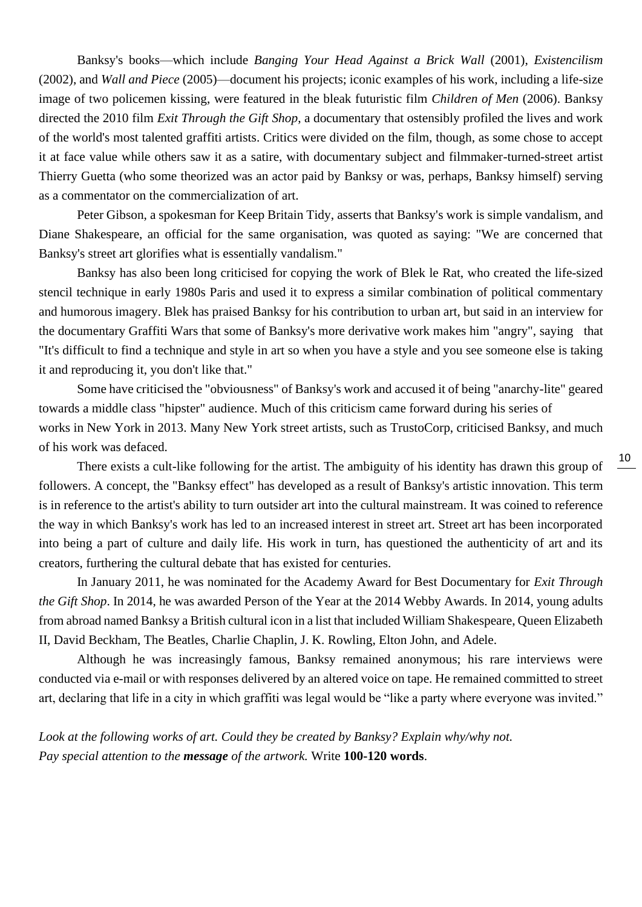Banksy's books—which include *Banging Your Head Against a Brick Wall* (2001), *Existencilism* (2002), and *Wall and Piece* (2005)—document his projects; iconic examples of his work, including a life-size image of two policemen kissing, were featured in the bleak futuristic film *Children of Men* (2006). Banksy directed the 2010 film *Exit Through the Gift Shop*, a documentary that ostensibly profiled the lives and work of the world's most talented graffiti artists. Critics were divided on the film, though, as some chose to accept it at face value while others saw it as a satire, with documentary subject and filmmaker-turned-street artist Thierry Guetta (who some theorized was an actor paid by Banksy or was, perhaps, Banksy himself) serving as a commentator on the commercialization of art.

Peter Gibson, a spokesman for Keep Britain Tidy, asserts that Banksy's work is simple vandalism, and Diane Shakespeare, an official for the same organisation, was quoted as saying: "We are concerned that Banksy's street art glorifies what is essentially vandalism."

Banksy has also been long criticised for copying the work of Blek le Rat, who created the life-sized stencil technique in early 1980s Paris and used it to express a similar combination of political commentary and humorous imagery. Blek has praised Banksy for his contribution to urban art, but said in an interview for the documentary Graffiti Wars that some of Banksy's more derivative work makes him "angry", saying that "It's difficult to find a technique and style in art so when you have a style and you see someone else is taking it and reproducing it, you don't like that."

Some have criticised the "obviousness" of Banksy's work and accused it of being "anarchy-lite" geared towards a middle class "hipster" audience. Much of this criticism came forward during his series of works in New York in 2013. Many New York street artists, such as TrustoCorp, criticised Banksy, and much of his work was defaced.

There exists a cult-like following for the artist. The ambiguity of his identity has drawn this group of followers. A concept, the "Banksy effect" has developed as a result of Banksy's artistic innovation. This term is in reference to the artist's ability to turn outsider art into the cultural mainstream. It was coined to reference the way in which Banksy's work has led to an increased interest in street art. Street art has been incorporated into being a part of culture and daily life. His work in turn, has questioned the authenticity of art and its creators, furthering the cultural debate that has existed for centuries.

In January 2011, he was nominated for the Academy Award for Best Documentary for *Exit Through the Gift Shop*. In 2014, he was awarded Person of the Year at the 2014 Webby Awards. In 2014, young adults from abroad named Banksy a British cultural icon in a list that included William Shakespeare, Queen Elizabeth II, David Beckham, The Beatles, Charlie Chaplin, J. K. Rowling, Elton John, and Adele.

Although he was increasingly famous, Banksy remained anonymous; his rare interviews were conducted via e-mail or with responses delivered by an altered voice on tape. He remained committed to street art, declaring that life in a city in which graffiti was legal would be "like a party where everyone was invited."

*Look at the following works of art. Could they be created by Banksy? Explain why/why not.*
*Pay special attention to the* ***message*** *of the artwork.* Write **100-120 words**.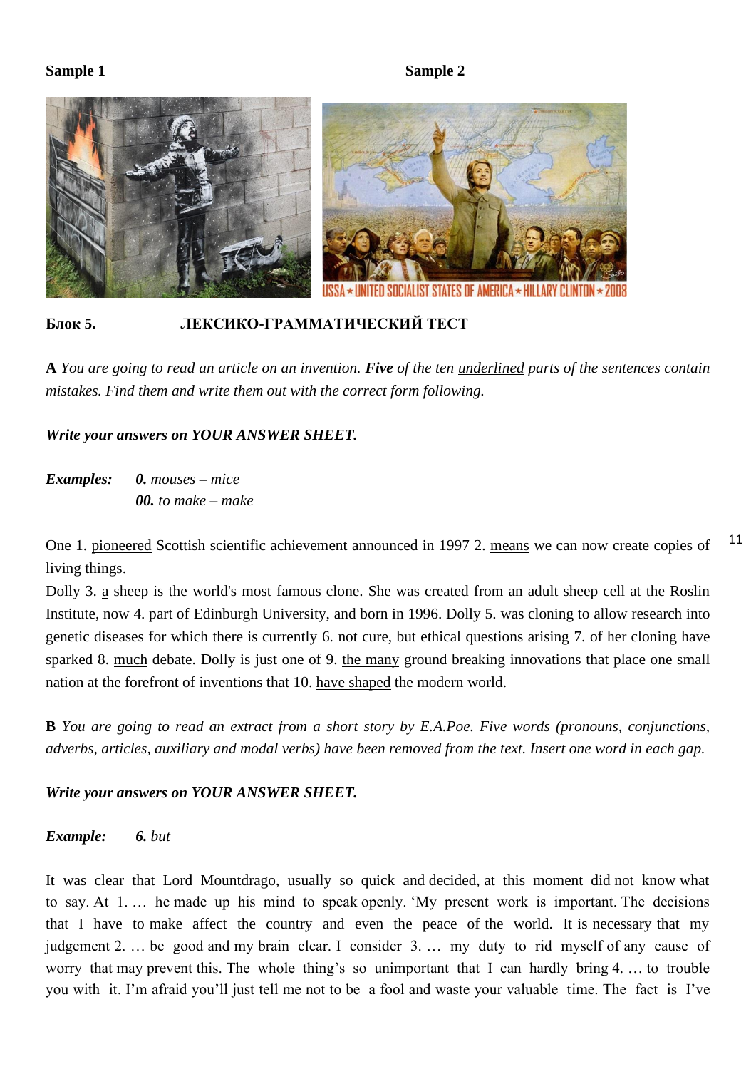**Sample 1** **Sample 2**

**Блок 5. ЛЕКСИКО-ГРАММАТИЧЕСКИЙ ТЕСТ**

**A** *You are going to read an article on an invention.* ***Five*** *of the ten* <u>*underlined*</u> *parts of the sentences contain mistakes. Find them and write them out with the correct form following.*

***Write your answers on YOUR ANSWER SHEET.***

***Examples:*** ***0.*** *mouses – mice*

***00.*** *to make – make*

One 1. <u>pioneered</u> Scottish scientific achievement announced in 1997 2. <u>means</u> we can now create copies of living things.

Dolly 3. <u>a</u> sheep is the world's most famous clone. She was created from an adult sheep cell at the Roslin Institute, now 4. <u>part of</u> Edinburgh University, and born in 1996. Dolly 5. <u>was cloning</u> to allow research into genetic diseases for which there is currently 6. <u>not</u> cure, but ethical questions arising 7. <u>of</u> her cloning have sparked 8. <u>much</u> debate. Dolly is just one of 9. <u>the many</u> ground breaking innovations that place one small nation at the forefront of inventions that 10. <u>have shaped</u> the modern world.

**B** *You are going to read an extract from a short story by E.A.Poe. Five words (pronouns, conjunctions, adverbs, articles, auxiliary and modal verbs) have been removed from the text. Insert one word in each gap.*

***Write your answers on YOUR ANSWER SHEET.***

***Example:*** ***6.*** *but*

It was clear that Lord Mountdrago, usually so quick and decided, at this moment did not know what to say. At 1. … he made up his mind to speak openly. 'My present work is important. The decisions that I have to make affect the country and even the peace of the world. It is necessary that my judgement 2. … be good and my brain clear. I consider 3. … my duty to rid myself of any cause of worry that may prevent this. The whole thing's so unimportant that I can hardly bring 4. … to trouble you with it. I'm afraid you'll just tell me not to be a fool and waste your valuable time. The fact is I've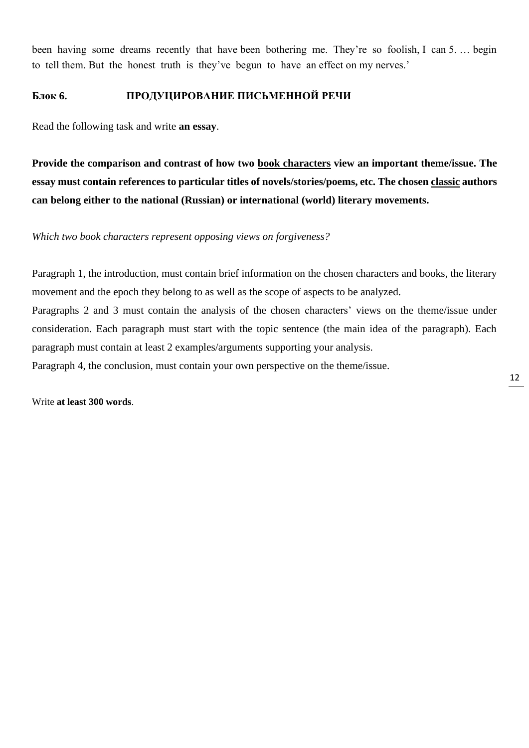been having some dreams recently that have been bothering me. They're so foolish, I can 5. … begin to tell them. But the honest truth is they've begun to have an effect on my nerves.'

## Блок 6. ПРОДУЦИРОВАНИЕ ПИСЬМЕННОЙ РЕЧИ

Read the following task and write **an essay**.

**Provide the comparison and contrast of how two <u>book characters</u> view an important theme/issue. The essay must contain references to particular titles of novels/stories/poems, etc. The chosen <u>classic</u> authors can belong either to the national (Russian) or international (world) literary movements.**

*Which two book characters represent opposing views on forgiveness?*

Paragraph 1, the introduction, must contain brief information on the chosen characters and books, the literary movement and the epoch they belong to as well as the scope of aspects to be analyzed.

Paragraphs 2 and 3 must contain the analysis of the chosen characters' views on the theme/issue under consideration. Each paragraph must start with the topic sentence (the main idea of the paragraph). Each paragraph must contain at least 2 examples/arguments supporting your analysis.

Paragraph 4, the conclusion, must contain your own perspective on the theme/issue.

Write **at least 300 words**.